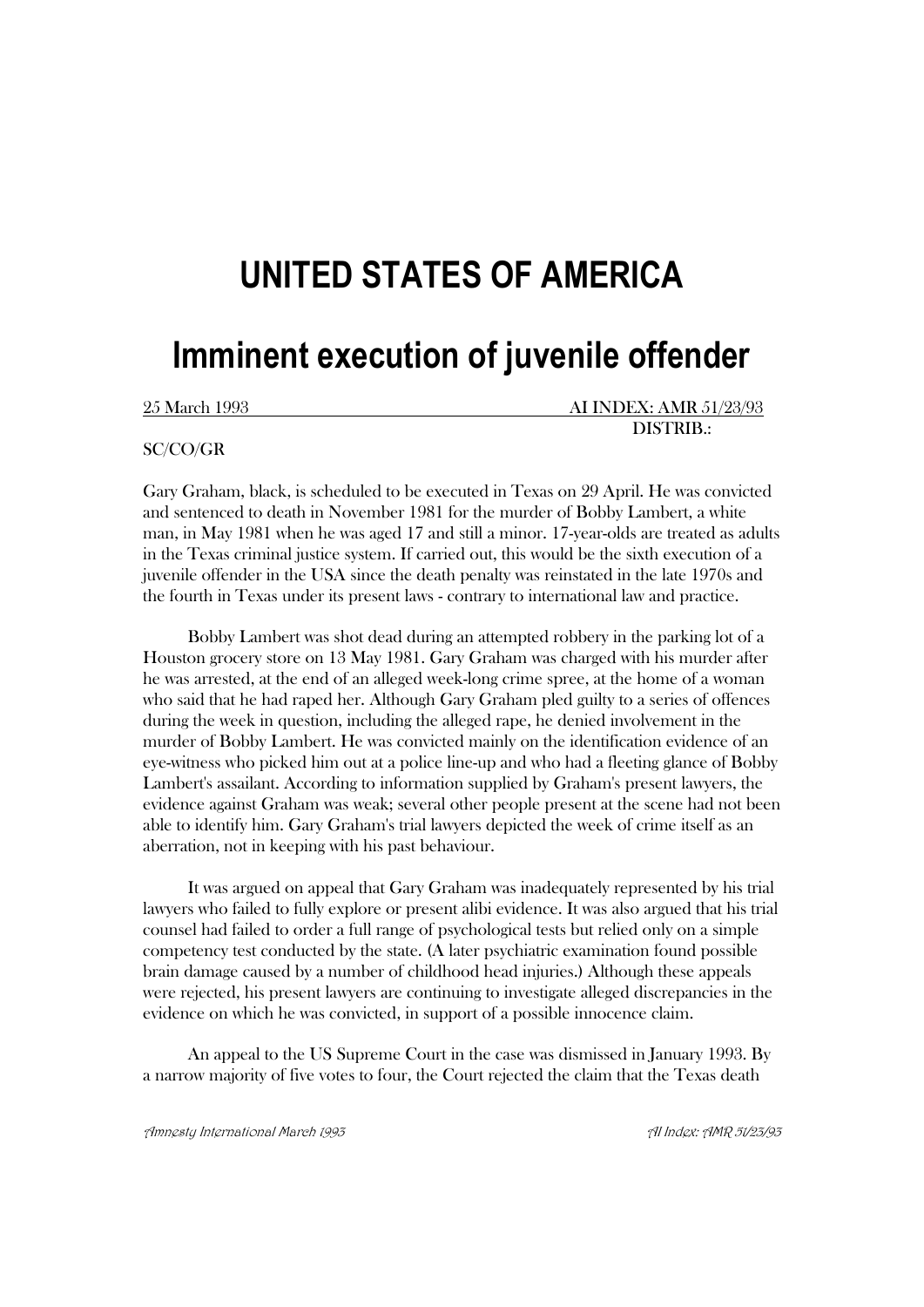# UNITED STATES OF AMERICA

# Imminent execution of juvenile offender

25 March 1993 AI INDEX: AMR 51/23/93
DISTRIB.:

SC/CO/GR

Gary Graham, black, is scheduled to be executed in Texas on 29 April. He was convicted and sentenced to death in November 1981 for the murder of Bobby Lambert, a white man, in May 1981 when he was aged 17 and still a minor. 17-year-olds are treated as adults in the Texas criminal justice system. If carried out, this would be the sixth execution of a juvenile offender in the USA since the death penalty was reinstated in the late 1970s and the fourth in Texas under its present laws - contrary to international law and practice.

Bobby Lambert was shot dead during an attempted robbery in the parking lot of a Houston grocery store on 13 May 1981. Gary Graham was charged with his murder after he was arrested, at the end of an alleged week-long crime spree, at the home of a woman who said that he had raped her. Although Gary Graham pled guilty to a series of offences during the week in question, including the alleged rape, he denied involvement in the murder of Bobby Lambert. He was convicted mainly on the identification evidence of an eye-witness who picked him out at a police line-up and who had a fleeting glance of Bobby Lambert's assailant. According to information supplied by Graham's present lawyers, the evidence against Graham was weak; several other people present at the scene had not been able to identify him. Gary Graham's trial lawyers depicted the week of crime itself as an aberration, not in keeping with his past behaviour.

It was argued on appeal that Gary Graham was inadequately represented by his trial lawyers who failed to fully explore or present alibi evidence. It was also argued that his trial counsel had failed to order a full range of psychological tests but relied only on a simple competency test conducted by the state. (A later psychiatric examination found possible brain damage caused by a number of childhood head injuries.) Although these appeals were rejected, his present lawyers are continuing to investigate alleged discrepancies in the evidence on which he was convicted, in support of a possible innocence claim.

An appeal to the US Supreme Court in the case was dismissed in January 1993. By a narrow majority of five votes to four, the Court rejected the claim that the Texas death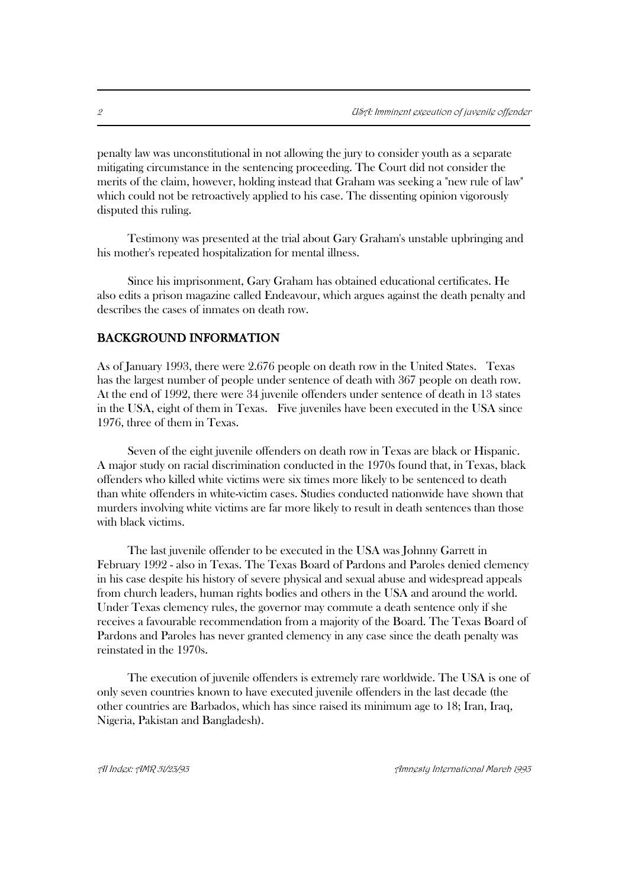penalty law was unconstitutional in not allowing the jury to consider youth as a separate mitigating circumstance in the sentencing proceeding. The Court did not consider the merits of the claim, however, holding instead that Graham was seeking a "new rule of law" which could not be retroactively applied to his case. The dissenting opinion vigorously disputed this ruling.

Testimony was presented at the trial about Gary Graham's unstable upbringing and his mother's repeated hospitalization for mental illness.

Since his imprisonment, Gary Graham has obtained educational certificates. He also edits a prison magazine called Endeavour, which argues against the death penalty and describes the cases of inmates on death row.

## BACKGROUND INFORMATION

As of January 1993, there were 2.676 people on death row in the United States. Texas has the largest number of people under sentence of death with 367 people on death row. At the end of 1992, there were 34 juvenile offenders under sentence of death in 13 states in the USA, eight of them in Texas. Five juveniles have been executed in the USA since 1976, three of them in Texas.

Seven of the eight juvenile offenders on death row in Texas are black or Hispanic. A major study on racial discrimination conducted in the 1970s found that, in Texas, black offenders who killed white victims were six times more likely to be sentenced to death than white offenders in white-victim cases. Studies conducted nationwide have shown that murders involving white victims are far more likely to result in death sentences than those with black victims.

The last juvenile offender to be executed in the USA was Johnny Garrett in February 1992 - also in Texas. The Texas Board of Pardons and Paroles denied clemency in his case despite his history of severe physical and sexual abuse and widespread appeals from church leaders, human rights bodies and others in the USA and around the world. Under Texas clemency rules, the governor may commute a death sentence only if she receives a favourable recommendation from a majority of the Board. The Texas Board of Pardons and Paroles has never granted clemency in any case since the death penalty was reinstated in the 1970s.

The execution of juvenile offenders is extremely rare worldwide. The USA is one of only seven countries known to have executed juvenile offenders in the last decade (the other countries are Barbados, which has since raised its minimum age to 18; Iran, Iraq, Nigeria, Pakistan and Bangladesh).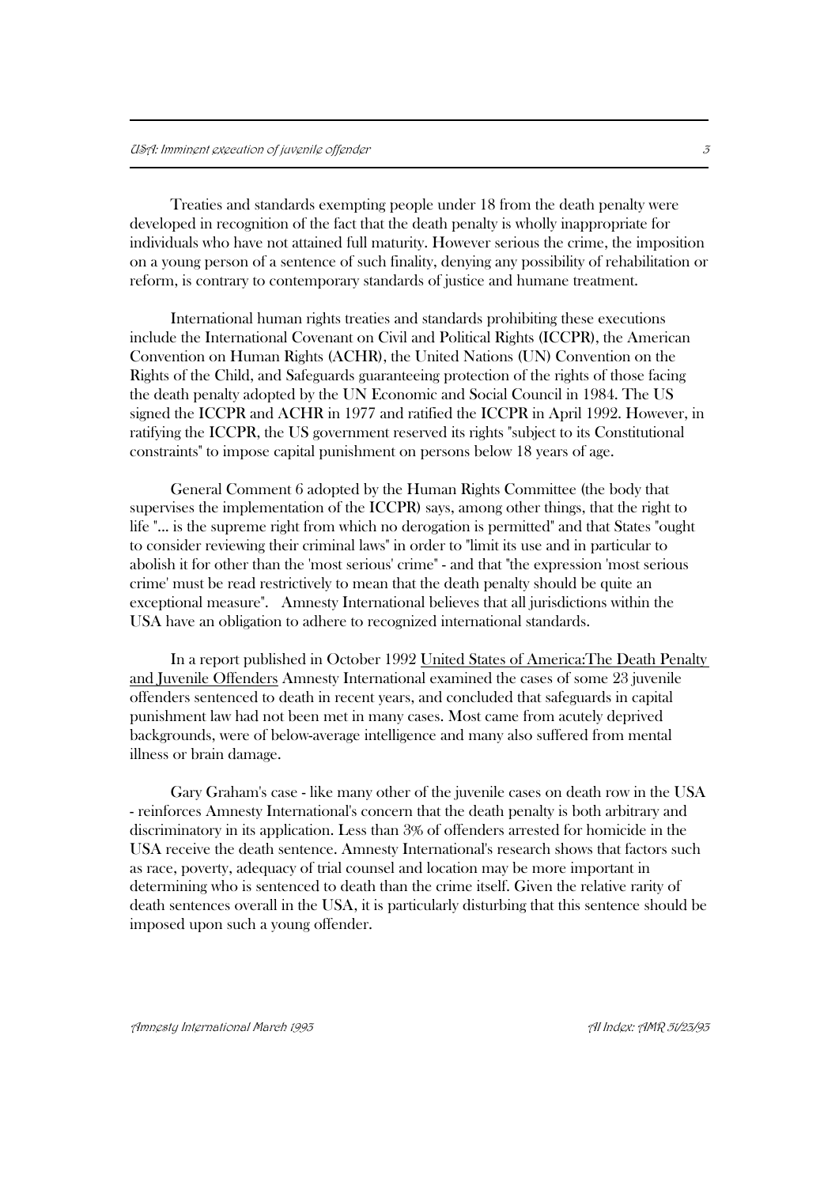Treaties and standards exempting people under 18 from the death penalty were developed in recognition of the fact that the death penalty is wholly inappropriate for individuals who have not attained full maturity. However serious the crime, the imposition on a young person of a sentence of such finality, denying any possibility of rehabilitation or reform, is contrary to contemporary standards of justice and humane treatment.

International human rights treaties and standards prohibiting these executions include the International Covenant on Civil and Political Rights (ICCPR), the American Convention on Human Rights (ACHR), the United Nations (UN) Convention on the Rights of the Child, and Safeguards guaranteeing protection of the rights of those facing the death penalty adopted by the UN Economic and Social Council in 1984. The US signed the ICCPR and ACHR in 1977 and ratified the ICCPR in April 1992. However, in ratifying the ICCPR, the US government reserved its rights "subject to its Constitutional constraints" to impose capital punishment on persons below 18 years of age.

General Comment 6 adopted by the Human Rights Committee (the body that supervises the implementation of the ICCPR) says, among other things, that the right to life "... is the supreme right from which no derogation is permitted" and that States "ought to consider reviewing their criminal laws" in order to "limit its use and in particular to abolish it for other than the 'most serious' crime" - and that "the expression 'most serious crime' must be read restrictively to mean that the death penalty should be quite an exceptional measure". Amnesty International believes that all jurisdictions within the USA have an obligation to adhere to recognized international standards.

In a report published in October 1992 United States of America:The Death Penalty and Juvenile Offenders Amnesty International examined the cases of some 23 juvenile offenders sentenced to death in recent years, and concluded that safeguards in capital punishment law had not been met in many cases. Most came from acutely deprived backgrounds, were of below-average intelligence and many also suffered from mental illness or brain damage.

Gary Graham's case - like many other of the juvenile cases on death row in the USA - reinforces Amnesty International's concern that the death penalty is both arbitrary and discriminatory in its application. Less than 3% of offenders arrested for homicide in the USA receive the death sentence. Amnesty International's research shows that factors such as race, poverty, adequacy of trial counsel and location may be more important in determining who is sentenced to death than the crime itself. Given the relative rarity of death sentences overall in the USA, it is particularly disturbing that this sentence should be imposed upon such a young offender.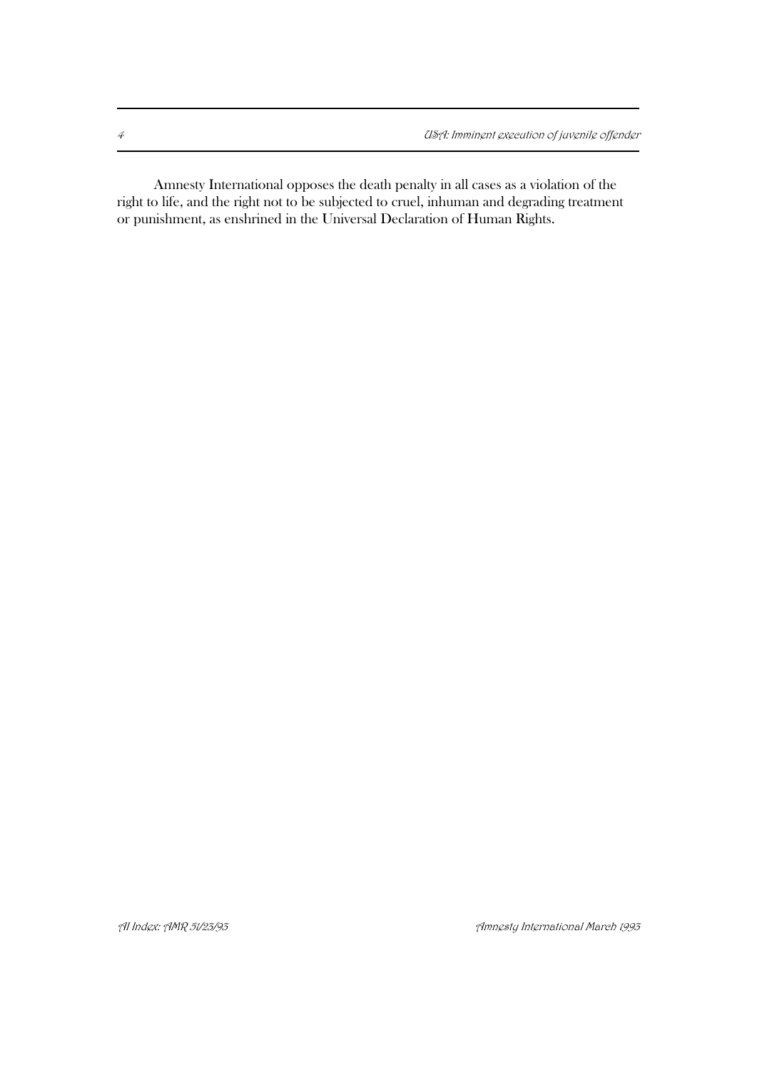Amnesty International opposes the death penalty in all cases as a violation of the right to life, and the right not to be subjected to cruel, inhuman and degrading treatment or punishment, as enshrined in the Universal Declaration of Human Rights.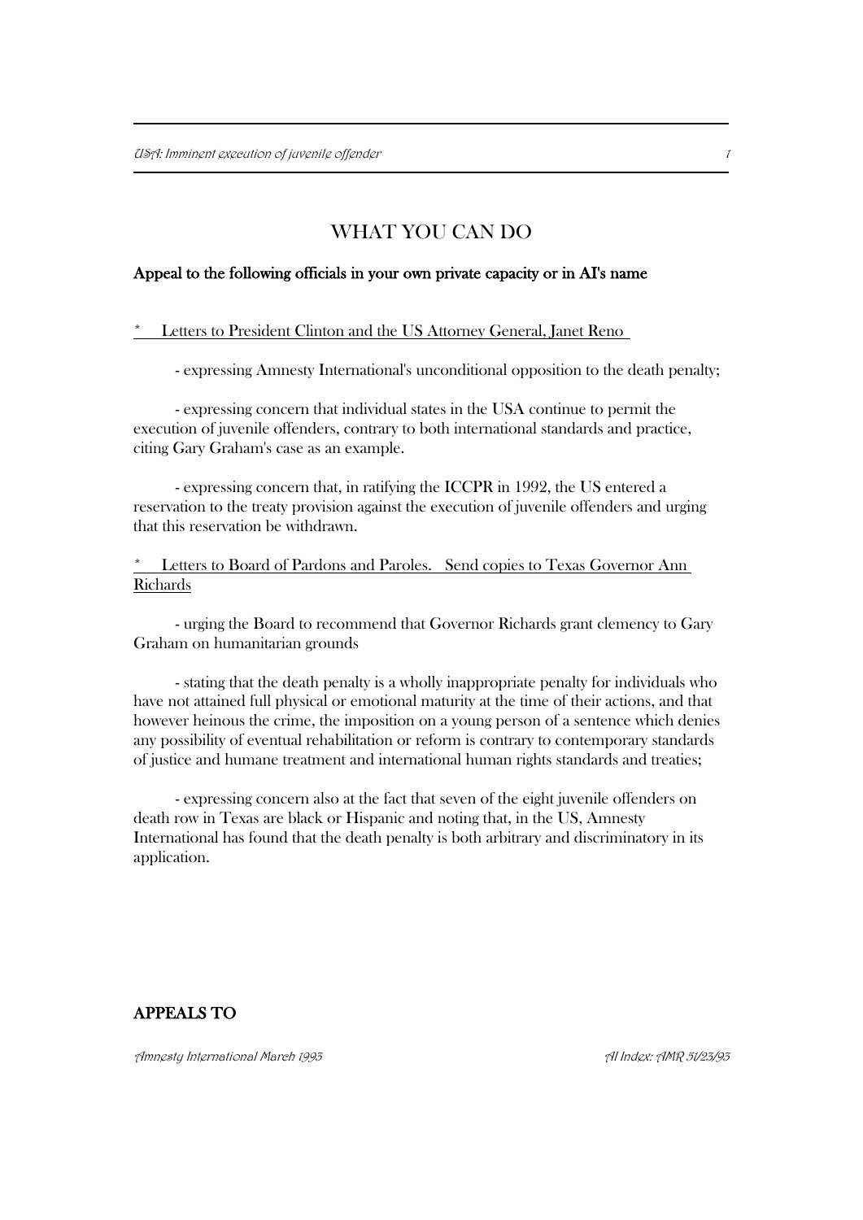# WHAT YOU CAN DO

**Appeal to the following officials in your own private capacity or in AI's name**

* Letters to President Clinton and the US Attorney General, Janet Reno

- expressing Amnesty International's unconditional opposition to the death penalty;

- expressing concern that individual states in the USA continue to permit the execution of juvenile offenders, contrary to both international standards and practice, citing Gary Graham's case as an example.

- expressing concern that, in ratifying the ICCPR in 1992, the US entered a reservation to the treaty provision against the execution of juvenile offenders and urging that this reservation be withdrawn.

* Letters to Board of Pardons and Paroles. Send copies to Texas Governor Ann Richards

- urging the Board to recommend that Governor Richards grant clemency to Gary Graham on humanitarian grounds

- stating that the death penalty is a wholly inappropriate penalty for individuals who have not attained full physical or emotional maturity at the time of their actions, and that however heinous the crime, the imposition on a young person of a sentence which denies any possibility of eventual rehabilitation or reform is contrary to contemporary standards of justice and humane treatment and international human rights standards and treaties;

- expressing concern also at the fact that seven of the eight juvenile offenders on death row in Texas are black or Hispanic and noting that, in the US, Amnesty International has found that the death penalty is both arbitrary and discriminatory in its application.

**APPEALS TO**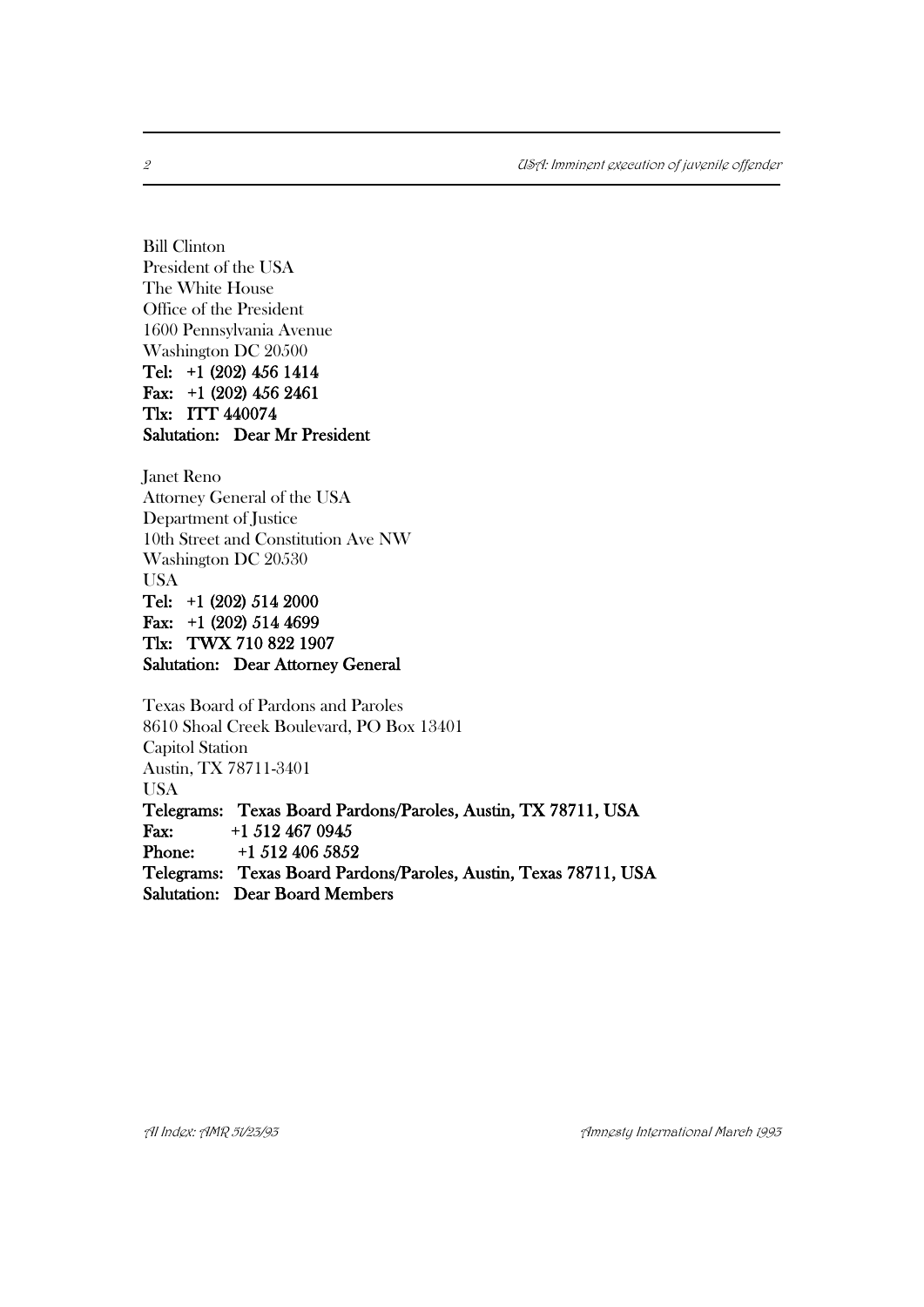Bill Clinton
President of the USA
The White House
Office of the President
1600 Pennsylvania Avenue
Washington DC 20500
**Tel: +1 (202) 456 1414**
**Fax: +1 (202) 456 2461**
**Tlx: ITT 440074**
**Salutation: Dear Mr President**

Janet Reno
Attorney General of the USA
Department of Justice
10th Street and Constitution Ave NW
Washington DC 20530
USA
**Tel: +1 (202) 514 2000**
**Fax: +1 (202) 514 4699**
**Tlx: TWX 710 822 1907**
**Salutation: Dear Attorney General**

Texas Board of Pardons and Paroles
8610 Shoal Creek Boulevard, PO Box 13401
Capitol Station
Austin, TX 78711-3401
USA
**Telegrams: Texas Board Pardons/Paroles, Austin, TX 78711, USA**
**Fax: +1 512 467 0945**
**Phone: +1 512 406 5852**
**Telegrams: Texas Board Pardons/Paroles, Austin, Texas 78711, USA**
**Salutation: Dear Board Members**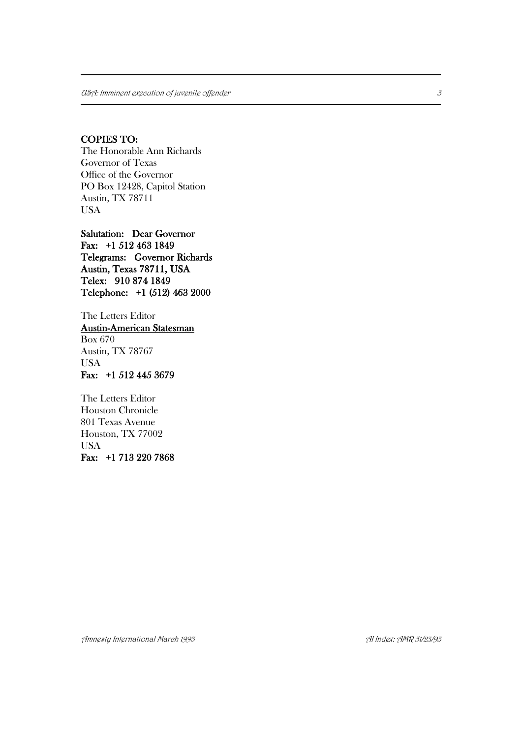**COPIES TO:**

The Honorable Ann Richards
Governor of Texas
Office of the Governor
PO Box 12428, Capitol Station
Austin, TX 78711
USA

**Salutation: Dear Governor**
**Fax: +1 512 463 1849**
**Telegrams: Governor Richards**
**Austin, Texas 78711, USA**
**Telex: 910 874 1849**
**Telephone: +1 (512) 463 2000**

The Letters Editor
**Austin-American Statesman**
Box 670
Austin, TX 78767
USA
**Fax: +1 512 445 3679**

The Letters Editor
Houston Chronicle
801 Texas Avenue
Houston, TX 77002
USA
**Fax: +1 713 220 7868**